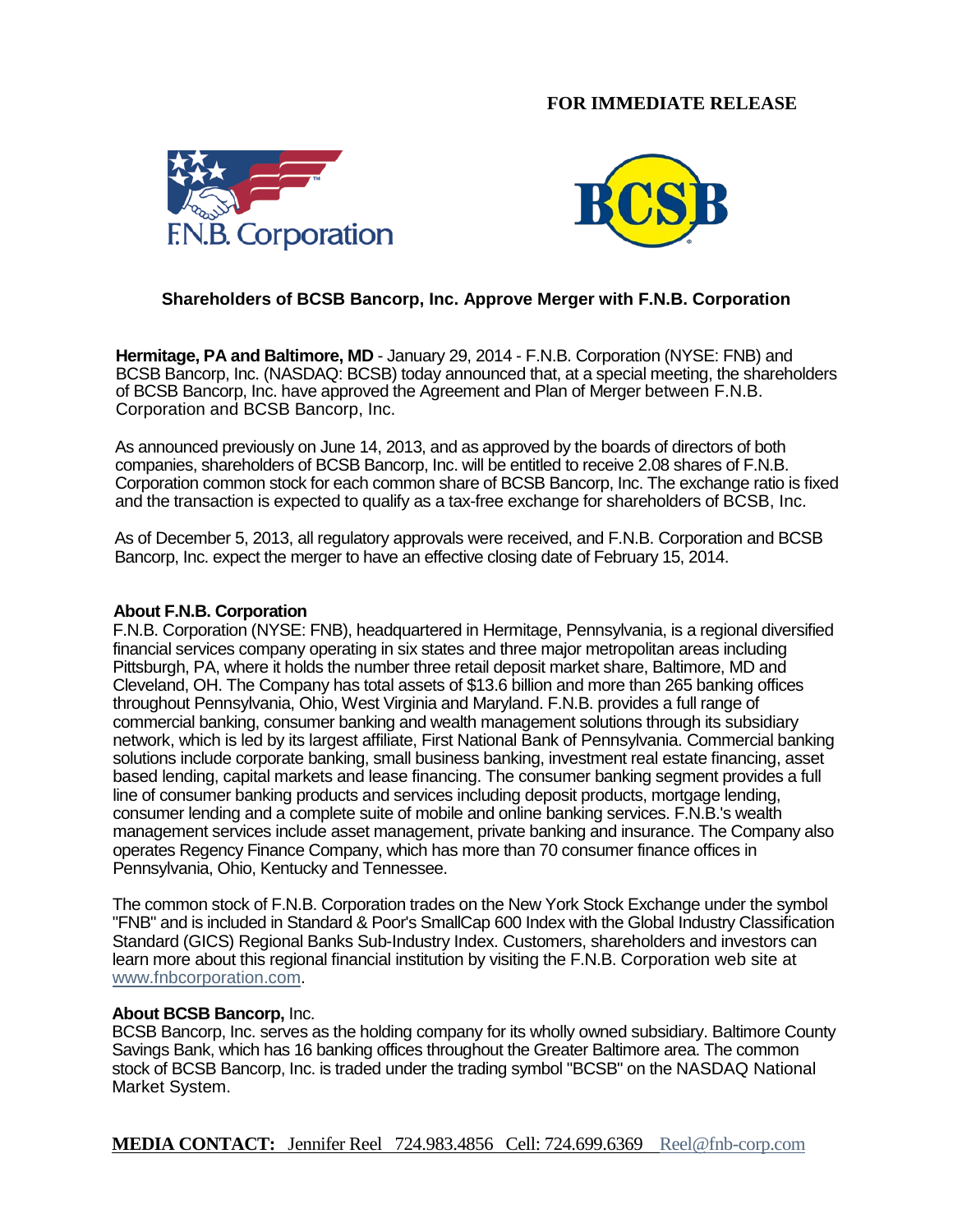**FOR IMMEDIATE RELEASE**

F.N.B. Corporation

BCSB

## Shareholders of BCSB Bancorp, Inc. Approve Merger with F.N.B. Corporation

**Hermitage, PA and Baltimore, MD** - January 29, 2014 - F.N.B. Corporation (NYSE: FNB) and BCSB Bancorp, Inc. (NASDAQ: BCSB) today announced that, at a special meeting, the shareholders of BCSB Bancorp, Inc. have approved the Agreement and Plan of Merger between F.N.B. Corporation and BCSB Bancorp, Inc.

As announced previously on June 14, 2013, and as approved by the boards of directors of both companies, shareholders of BCSB Bancorp, Inc. will be entitled to receive 2.08 shares of F.N.B. Corporation common stock for each common share of BCSB Bancorp, Inc. The exchange ratio is fixed and the transaction is expected to qualify as a tax-free exchange for shareholders of BCSB, Inc.

As of December 5, 2013, all regulatory approvals were received, and F.N.B. Corporation and BCSB Bancorp, Inc. expect the merger to have an effective closing date of February 15, 2014.

**About F.N.B. Corporation**

F.N.B. Corporation (NYSE: FNB), headquartered in Hermitage, Pennsylvania, is a regional diversified financial services company operating in six states and three major metropolitan areas including Pittsburgh, PA, where it holds the number three retail deposit market share, Baltimore, MD and Cleveland, OH. The Company has total assets of $13.6 billion and more than 265 banking offices throughout Pennsylvania, Ohio, West Virginia and Maryland. F.N.B. provides a full range of commercial banking, consumer banking and wealth management solutions through its subsidiary network, which is led by its largest affiliate, First National Bank of Pennsylvania. Commercial banking solutions include corporate banking, small business banking, investment real estate financing, asset based lending, capital markets and lease financing. The consumer banking segment provides a full line of consumer banking products and services including deposit products, mortgage lending, consumer lending and a complete suite of mobile and online banking services. F.N.B.'s wealth management services include asset management, private banking and insurance. The Company also operates Regency Finance Company, which has more than 70 consumer finance offices in Pennsylvania, Ohio, Kentucky and Tennessee.

The common stock of F.N.B. Corporation trades on the New York Stock Exchange under the symbol "FNB" and is included in Standard & Poor's SmallCap 600 Index with the Global Industry Classification Standard (GICS) Regional Banks Sub-Industry Index. Customers, shareholders and investors can learn more about this regional financial institution by visiting the F.N.B. Corporation web site at www.fnbcorporation.com.

**About BCSB Bancorp,** Inc.

BCSB Bancorp, Inc. serves as the holding company for its wholly owned subsidiary. Baltimore County Savings Bank, which has 16 banking offices throughout the Greater Baltimore area. The common stock of BCSB Bancorp, Inc. is traded under the trading symbol "BCSB" on the NASDAQ National Market System.

**MEDIA CONTACT:** Jennifer Reel 724.983.4856 Cell: 724.699.6369 Reel@fnb-corp.com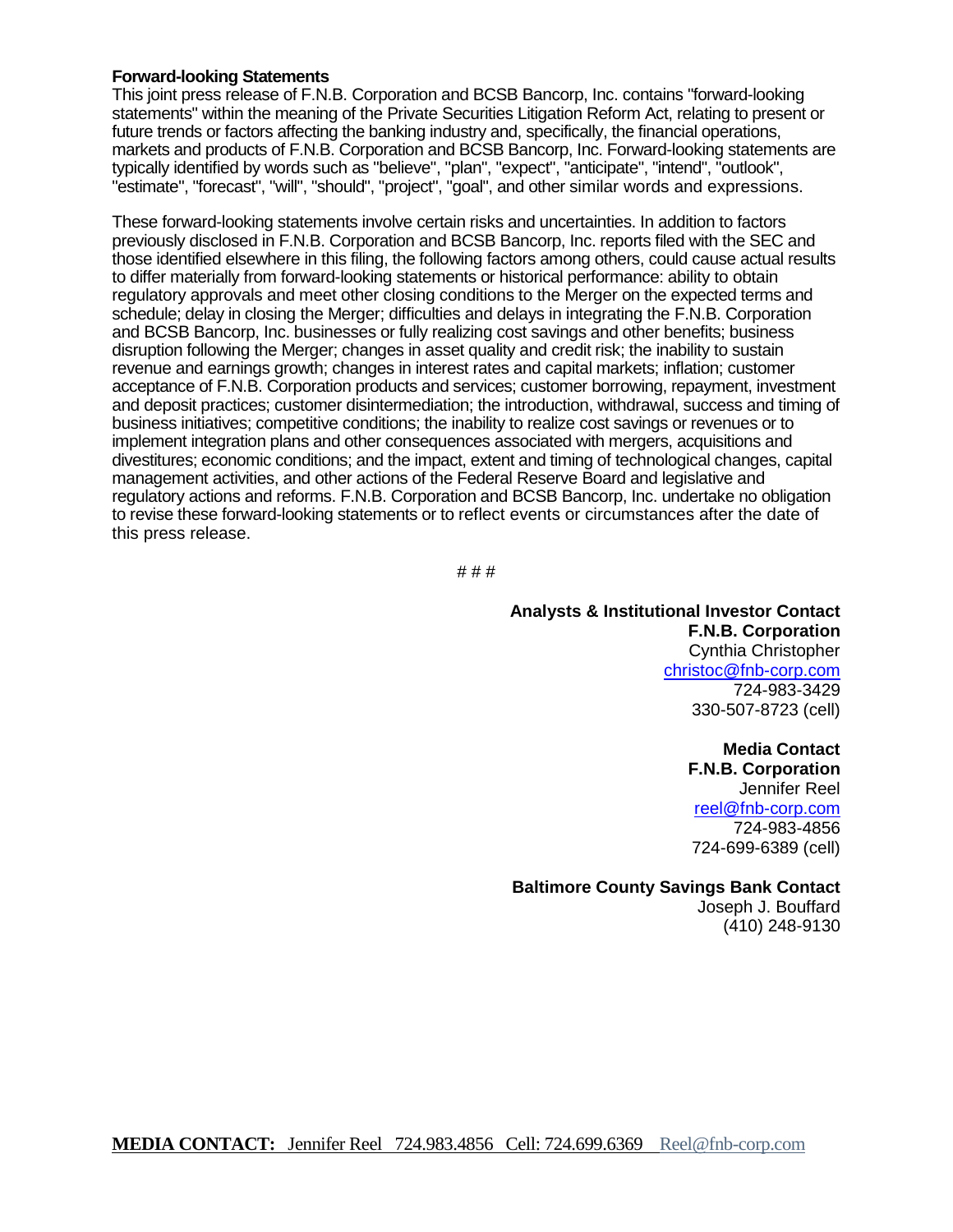**Forward-looking Statements**

This joint press release of F.N.B. Corporation and BCSB Bancorp, Inc. contains "forward-looking statements" within the meaning of the Private Securities Litigation Reform Act, relating to present or future trends or factors affecting the banking industry and, specifically, the financial operations, markets and products of F.N.B. Corporation and BCSB Bancorp, Inc. Forward-looking statements are typically identified by words such as "believe", "plan", "expect", "anticipate", "intend", "outlook", "estimate", "forecast", "will", "should", "project", "goal", and other similar words and expressions.

These forward-looking statements involve certain risks and uncertainties. In addition to factors previously disclosed in F.N.B. Corporation and BCSB Bancorp, Inc. reports filed with the SEC and those identified elsewhere in this filing, the following factors among others, could cause actual results to differ materially from forward-looking statements or historical performance: ability to obtain regulatory approvals and meet other closing conditions to the Merger on the expected terms and schedule; delay in closing the Merger; difficulties and delays in integrating the F.N.B. Corporation and BCSB Bancorp, Inc. businesses or fully realizing cost savings and other benefits; business disruption following the Merger; changes in asset quality and credit risk; the inability to sustain revenue and earnings growth; changes in interest rates and capital markets; inflation; customer acceptance of F.N.B. Corporation products and services; customer borrowing, repayment, investment and deposit practices; customer disintermediation; the introduction, withdrawal, success and timing of business initiatives; competitive conditions; the inability to realize cost savings or revenues or to implement integration plans and other consequences associated with mergers, acquisitions and divestitures; economic conditions; and the impact, extent and timing of technological changes, capital management activities, and other actions of the Federal Reserve Board and legislative and regulatory actions and reforms. F.N.B. Corporation and BCSB Bancorp, Inc. undertake no obligation to revise these forward-looking statements or to reflect events or circumstances after the date of this press release.

# # #

**Analysts & Institutional Investor Contact**
**F.N.B. Corporation**
Cynthia Christopher
christoc@fnb-corp.com
724-983-3429
330-507-8723 (cell)

**Media Contact**
**F.N.B. Corporation**
Jennifer Reel
reel@fnb-corp.com
724-983-4856
724-699-6389 (cell)

**Baltimore County Savings Bank Contact**
Joseph J. Bouffard
(410) 248-9130

**MEDIA CONTACT:** Jennifer Reel 724.983.4856 Cell: 724.699.6369 Reel@fnb-corp.com